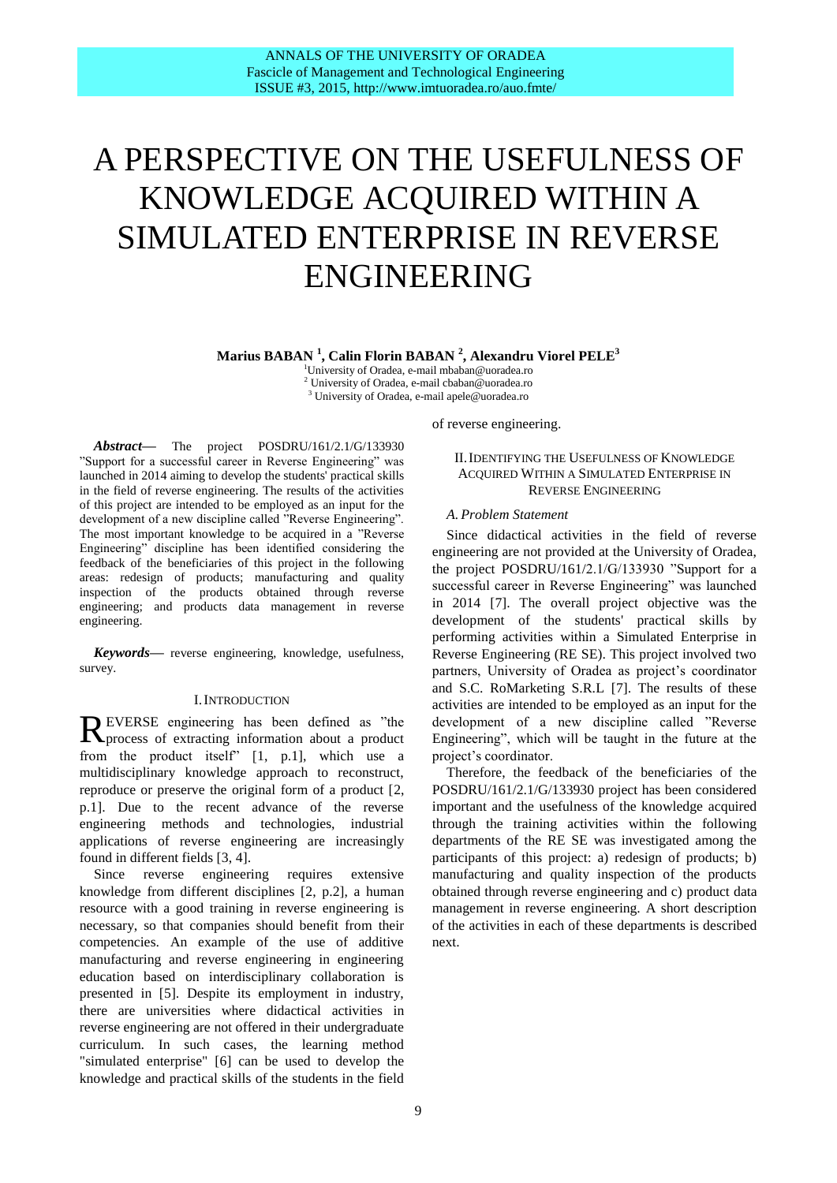# A PERSPECTIVE ON THE USEFULNESS OF KNOWLEDGE ACQUIRED WITHIN A SIMULATED ENTERPRISE IN REVERSE ENGINEERING

**Marius BABAN [1], Calin Florin BABAN [2], Alexandru Viorel PELE[3]**

[1]University of Oradea, e-mail mbaban@uoradea.ro
[2] University of Oradea, e-mail cbaban@uoradea.ro
[3] University of Oradea, e-mail apele@uoradea.ro

***Abstract*—** The project POSDRU/161/2.1/G/133930 "Support for a successful career in Reverse Engineering" was launched in 2014 aiming to develop the students' practical skills in the field of reverse engineering. The results of the activities of this project are intended to be employed as an input for the development of a new discipline called "Reverse Engineering". The most important knowledge to be acquired in a "Reverse Engineering" discipline has been identified considering the feedback of the beneficiaries of this project in the following areas: redesign of products; manufacturing and quality inspection of the products obtained through reverse engineering; and products data management in reverse engineering.

***Keywords*—** reverse engineering, knowledge, usefulness, survey.

## I. Introduction

Reverse engineering has been defined as "the process of extracting information about a product from the product itself" [1, p.1], which use a multidisciplinary knowledge approach to reconstruct, reproduce or preserve the original form of a product [2, p.1]. Due to the recent advance of the reverse engineering methods and technologies, industrial applications of reverse engineering are increasingly found in different fields [3, 4].

Since reverse engineering requires extensive knowledge from different disciplines [2, p.2], a human resource with a good training in reverse engineering is necessary, so that companies should benefit from their competencies. An example of the use of additive manufacturing and reverse engineering in engineering education based on interdisciplinary collaboration is presented in [5]. Despite its employment in industry, there are universities where didactical activities in reverse engineering are not offered in their undergraduate curriculum. In such cases, the learning method "simulated enterprise" [6] can be used to develop the knowledge and practical skills of the students in the field of reverse engineering.

## II. Identifying the Usefulness of Knowledge Acquired Within a Simulated Enterprise in Reverse Engineering

### *A. Problem Statement*

Since didactical activities in the field of reverse engineering are not provided at the University of Oradea, the project POSDRU/161/2.1/G/133930 "Support for a successful career in Reverse Engineering" was launched in 2014 [7]. The overall project objective was the development of the students' practical skills by performing activities within a Simulated Enterprise in Reverse Engineering (RE SE). This project involved two partners, University of Oradea as project's coordinator and S.C. RoMarketing S.R.L [7]. The results of these activities are intended to be employed as an input for the development of a new discipline called "Reverse Engineering", which will be taught in the future at the project's coordinator.

Therefore, the feedback of the beneficiaries of the POSDRU/161/2.1/G/133930 project has been considered important and the usefulness of the knowledge acquired through the training activities within the following departments of the RE SE was investigated among the participants of this project: a) redesign of products; b) manufacturing and quality inspection of the products obtained through reverse engineering and c) product data management in reverse engineering. A short description of the activities in each of these departments is described next.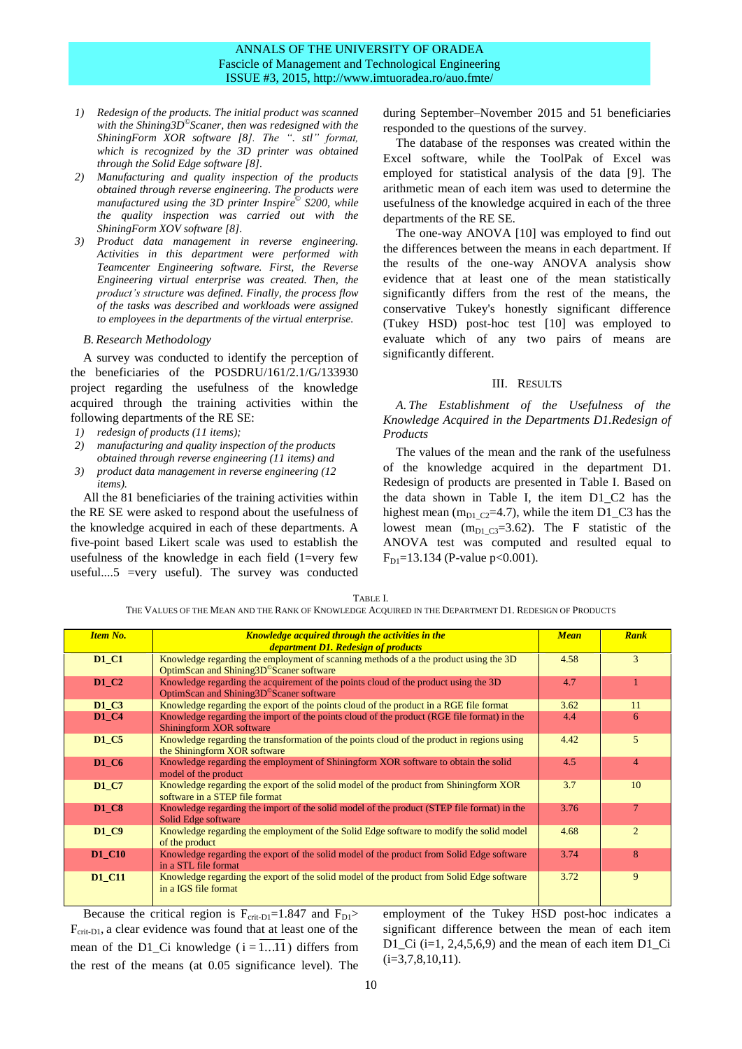1) *Redesign of the products. The initial product was scanned with the Shining3D©Scaner, then was redesigned with the ShiningForm XOR software [8]. The ".stl" format, which is recognized by the 3D printer was obtained through the Solid Edge software [8].*
2) *Manufacturing and quality inspection of the products obtained through reverse engineering. The products were manufactured using the 3D printer Inspire© S200, while the quality inspection was carried out with the ShiningForm XOV software [8].*
3) *Product data management in reverse engineering. Activities in this department were performed with Teamcenter Engineering software. First, the Reverse Engineering virtual enterprise was created. Then, the product's structure was defined. Finally, the process flow of the tasks was described and workloads were assigned to employees in the departments of the virtual enterprise.*

### *B. Research Methodology*

A survey was conducted to identify the perception of the beneficiaries of the POSDRU/161/2.1/G/133930 project regarding the usefulness of the knowledge acquired through the training activities within the following departments of the RE SE:

1) *redesign of products (11 items);*
2) *manufacturing and quality inspection of the products obtained through reverse engineering (11 items) and*
3) *product data management in reverse engineering (12 items).*

All the 81 beneficiaries of the training activities within the RE SE were asked to respond about the usefulness of the knowledge acquired in each of these departments. A five-point based Likert scale was used to establish the usefulness of the knowledge in each field (1=very few useful....5 =very useful). The survey was conducted during September–November 2015 and 51 beneficiaries responded to the questions of the survey.

The database of the responses was created within the Excel software, while the ToolPak of Excel was employed for statistical analysis of the data [9]. The arithmetic mean of each item was used to determine the usefulness of the knowledge acquired in each of the three departments of the RE SE.

The one-way ANOVA [10] was employed to find out the differences between the means in each department. If the results of the one-way ANOVA analysis show evidence that at least one of the mean statistically significantly differs from the rest of the means, the conservative Tukey's honestly significant difference (Tukey HSD) post-hoc test [10] was employed to evaluate which of any two pairs of means are significantly different.

## III. Results

### *A. The Establishment of the Usefulness of the Knowledge Acquired in the Departments D1.Redesign of Products*

The values of the mean and the rank of the usefulness of the knowledge acquired in the department D1. Redesign of products are presented in Table I. Based on the data shown in Table I, the item D1_C2 has the highest mean ($m_{D1\_C2}$=4.7), while the item D1_C3 has the lowest mean ($m_{D1\_C3}$=3.62). The F statistic of the ANOVA test was computed and resulted equal to $F_{D1}$=13.134 (P-value $p<0.001$).

TABLE I.
THE VALUES OF THE MEAN AND THE RANK OF KNOWLEDGE ACQUIRED IN THE DEPARTMENT D1. REDESIGN OF PRODUCTS

| *Item No.* | *Knowledge acquired through the activities in the department D1. Redesign of products* | *Mean* | *Rank* |
|---|---|---|---|
| **D1_C1** | Knowledge regarding the employment of scanning methods of a the product using the 3D OptimScan and Shining3D©Scaner software | 4.58 | 3 |
| **D1_C2** | Knowledge regarding the acquirement of the points cloud of the product using the 3D OptimScan and Shining3D©Scaner software | 4.7 | 1 |
| **D1_C3** | Knowledge regarding the export of the points cloud of the product in a RGE file format | 3.62 | 11 |
| **D1_C4** | Knowledge regarding the import of the points cloud of the product (RGE file format) in the Shiningform XOR software | 4.4 | 6 |
| **D1_C5** | Knowledge regarding the transformation of the points cloud of the product in regions using the Shiningform XOR software | 4.42 | 5 |
| **D1_C6** | Knowledge regarding the employment of Shiningform XOR software to obtain the solid model of the product | 4.5 | 4 |
| **D1_C7** | Knowledge regarding the export of the solid model of the product from Shiningform XOR software in a STEP file format | 3.7 | 10 |
| **D1_C8** | Knowledge regarding the import of the solid model of the product (STEP file format) in the Solid Edge software | 3.76 | 7 |
| **D1_C9** | Knowledge regarding the employment of the Solid Edge software to modify the solid model of the product | 4.68 | 2 |
| **D1_C10** | Knowledge regarding the export of the solid model of the product from Solid Edge software in a STL file format | 3.74 | 8 |
| **D1_C11** | Knowledge regarding the export of the solid model of the product from Solid Edge software in a IGS file format | 3.72 | 9 |

Because the critical region is $F_{crit\text{-}D1}$=1.847 and $F_{D1}$> $F_{crit\text{-}D1}$, a clear evidence was found that at least one of the mean of the D1_Ci knowledge ($i=\overline{1...11}$) differs from the rest of the means (at 0.05 significance level). The employment of the Tukey HSD post-hoc indicates a significant difference between the mean of each item D1_Ci (i=1, 2,4,5,6,9) and the mean of each item D1_Ci (i=3,7,8,10,11).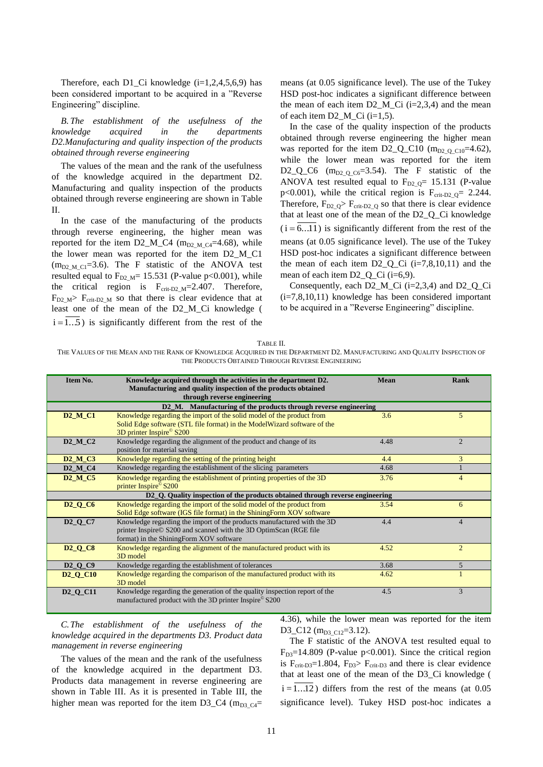Therefore, each D1_Ci knowledge (i=1,2,4,5,6,9) has been considered important to be acquired in a "Reverse Engineering" discipline.

### *B. The establishment of the usefulness of the knowledge acquired in the departments D2.Manufacturing and quality inspection of the products obtained through reverse engineering*

The values of the mean and the rank of the usefulness of the knowledge acquired in the department D2. Manufacturing and quality inspection of the products obtained through reverse engineering are shown in Table II.

In the case of the manufacturing of the products through reverse engineering, the higher mean was reported for the item D2_M_C4 ($m_{D2\_M\_C4}$=4.68), while the lower mean was reported for the item D2_M_C1 ($m_{D2\_M\_C1}$=3.6). The F statistic of the ANOVA test resulted equal to $F_{D2\_M}$= 15.531 (P-value p<0.001), while the critical region is $F_{crit\text{-}D2\_M}$=2.407. Therefore, $F_{D2\_M}$> $F_{crit\text{-}D2\_M}$ so that there is clear evidence that at least one of the mean of the D2_M_Ci knowledge ($i=\overline{1...5}$) is significantly different from the rest of the means (at 0.05 significance level). The use of the Tukey HSD post-hoc indicates a significant difference between the mean of each item D2_M_Ci (i=2,3,4) and the mean of each item D2_M_Ci (i=1,5).

In the case of the quality inspection of the products obtained through reverse engineering the higher mean was reported for the item D2_Q_C10 ($m_{D2\_Q\_C10}$=4.62), while the lower mean was reported for the item D2_Q_C6 ($m_{D2\_Q\_C6}$=3.54). The F statistic of the ANOVA test resulted equal to $F_{D2\_Q}$= 15.131 (P-value p<0.001), while the critical region is $F_{crit\text{-}D2\_Q}$= 2.244. Therefore, $F_{D2\_Q}$> $F_{crit\text{-}D2\_Q}$ so that there is clear evidence that at least one of the mean of the D2_Q_Ci knowledge ($i=\overline{6...11}$) is significantly different from the rest of the means (at 0.05 significance level). The use of the Tukey HSD post-hoc indicates a significant difference between the mean of each item D2_Q_Ci (i=7,8,10,11) and the mean of each item D2_Q_Ci (i=6,9).

Consequently, each D2_M_Ci (i=2,3,4) and D2_Q_Ci (i=7,8,10,11) knowledge has been considered important to be acquired in a "Reverse Engineering" discipline.

TABLE II.
THE VALUES OF THE MEAN AND THE RANK OF KNOWLEDGE ACQUIRED IN THE DEPARTMENT D2. MANUFACTURING AND QUALITY INSPECTION OF THE PRODUCTS OBTAINED THROUGH REVERSE ENGINEERING

| Item No. | Knowledge acquired through the activities in the department D2. Manufacturing and quality inspection of the products obtained through reverse engineering | Mean | Rank |
|---|---|---|---|
| | **D2_M. Manufacturing of the products through reverse engineering** | | |
| **D2_M_C1** | Knowledge regarding the import of the solid model of the product from Solid Edge software (STL file format) in the ModelWizard software of the 3D printer Inspire© S200 | 3.6 | 5 |
| **D2_M_C2** | Knowledge regarding the alignment of the product and change of its position for material saving | 4.48 | 2 |
| **D2_M_C3** | Knowledge regarding the setting of the printing height | 4.4 | 3 |
| **D2_M_C4** | Knowledge regarding the establishment of the slicing parameters | 4.68 | 1 |
| **D2_M_C5** | Knowledge regarding the establishment of printing properties of the 3D printer Inspire© S200 | 3.76 | 4 |
| | **D2_Q. Quality inspection of the products obtained through reverse engineering** | | |
| **D2_Q_C6** | Knowledge regarding the import of the solid model of the product from Solid Edge software (IGS file format) in the ShiningForm XOV software | 3.54 | 6 |
| **D2_Q_C7** | Knowledge regarding the import of the products manufactured with the 3D printer Inspire© S200 and scanned with the 3D OptimScan (RGE file format) in the ShiningForm XOV software | 4.4 | 4 |
| **D2_Q_C8** | Knowledge regarding the alignment of the manufactured product with its 3D model | 4.52 | 2 |
| **D2_Q_C9** | Knowledge regarding the establishment of tolerances | 3.68 | 5 |
| **D2_Q_C10** | Knowledge regarding the comparison of the manufactured product with its 3D model | 4.62 | 1 |
| **D2_Q_C11** | Knowledge regarding the generation of the quality inspection report of the manufactured product with the 3D printer Inspire© S200 | 4.5 | 3 |

### *C. The establishment of the usefulness of the knowledge acquired in the departments D3. Product data management in reverse engineering*

The values of the mean and the rank of the usefulness of the knowledge acquired in the department D3. Products data management in reverse engineering are shown in Table III. As it is presented in Table III, the higher mean was reported for the item D3_C4 ($m_{D3\_C4}$= 4.36), while the lower mean was reported for the item D3_C12 ($m_{D3\_C12}$=3.12).

The F statistic of the ANOVA test resulted equal to $F_{D3}$=14.809 (P-value p<0.001). Since the critical region is $F_{crit\text{-}D3}$=1.804, $F_{D3}$> $F_{crit\text{-}D3}$ and there is clear evidence that at least one of the mean of the D3_Ci knowledge ($i=\overline{1...12}$) differs from the rest of the means (at 0.05 significance level). Tukey HSD post-hoc indicates a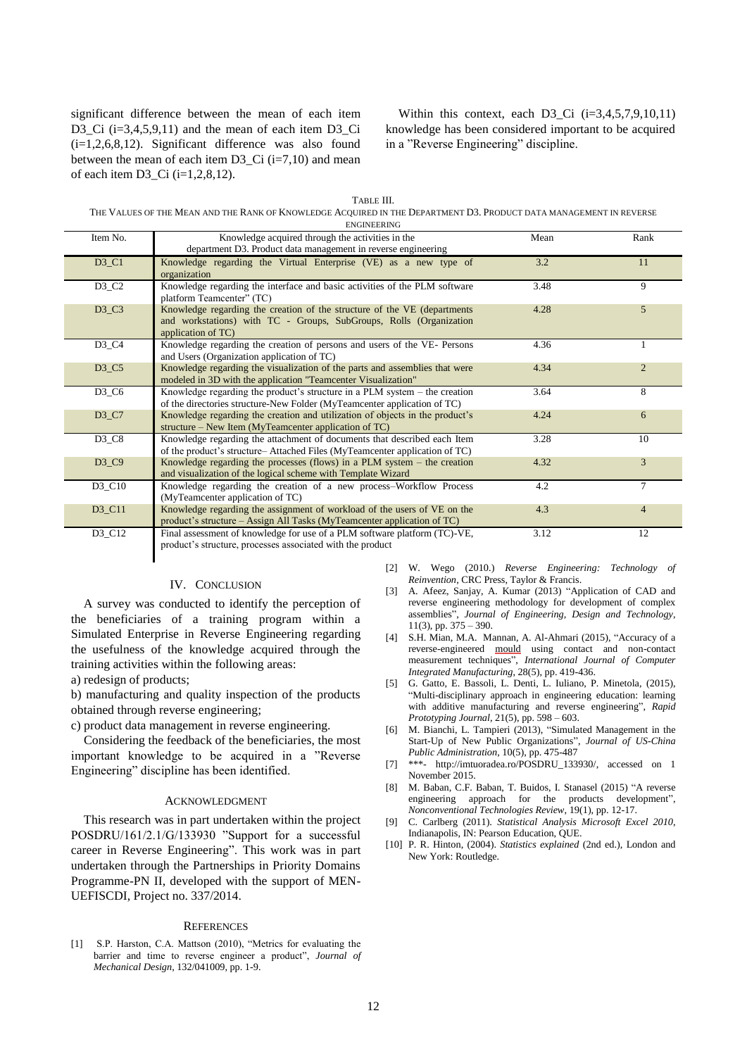significant difference between the mean of each item D3_Ci (i=3,4,5,9,11) and the mean of each item D3_Ci (i=1,2,6,8,12). Significant difference was also found between the mean of each item D3_Ci (i=7,10) and mean of each item D3_Ci (i=1,2,8,12).

Within this context, each D3_Ci (i=3,4,5,7,9,10,11) knowledge has been considered important to be acquired in a "Reverse Engineering" discipline.

TABLE III.
THE VALUES OF THE MEAN AND THE RANK OF KNOWLEDGE ACQUIRED IN THE DEPARTMENT D3. PRODUCT DATA MANAGEMENT IN REVERSE ENGINEERING

| Item No. | Knowledge acquired through the activities in the department D3. Product data management in reverse engineering | Mean | Rank |
|---|---|---|---|
| D3_C1 | Knowledge regarding the Virtual Enterprise (VE) as a new type of organization | 3.2 | 11 |
| D3_C2 | Knowledge regarding the interface and basic activities of the PLM software platform Teamcenter" (TC) | 3.48 | 9 |
| D3_C3 | Knowledge regarding the creation of the structure of the VE (departments and workstations) with TC - Groups, SubGroups, Rolls (Organization application of TC) | 4.28 | 5 |
| D3_C4 | Knowledge regarding the creation of persons and users of the VE- Persons and Users (Organization application of TC) | 4.36 | 1 |
| D3_C5 | Knowledge regarding the visualization of the parts and assemblies that were modeled in 3D with the application "Teamcenter Visualization" | 4.34 | 2 |
| D3_C6 | Knowledge regarding the product's structure in a PLM system – the creation of the directories structure-New Folder (MyTeamcenter application of TC) | 3.64 | 8 |
| D3_C7 | Knowledge regarding the creation and utilization of objects in the product's structure – New Item (MyTeamcenter application of TC) | 4.24 | 6 |
| D3_C8 | Knowledge regarding the attachment of documents that described each Item of the product's structure– Attached Files (MyTeamcenter application of TC) | 3.28 | 10 |
| D3_C9 | Knowledge regarding the processes (flows) in a PLM system – the creation and visualization of the logical scheme with Template Wizard | 4.32 | 3 |
| D3_C10 | Knowledge regarding the creation of a new process–Workflow Process (MyTeamcenter application of TC) | 4.2 | 7 |
| D3_C11 | Knowledge regarding the assignment of workload of the users of VE on the product's structure – Assign All Tasks (MyTeamcenter application of TC) | 4.3 | 4 |
| D3_C12 | Final assessment of knowledge for use of a PLM software platform (TC)-VE, product's structure, processes associated with the product | 3.12 | 12 |

## IV. CONCLUSION

A survey was conducted to identify the perception of the beneficiaries of a training program within a Simulated Enterprise in Reverse Engineering regarding the usefulness of the knowledge acquired through the training activities within the following areas:

a) redesign of products;

b) manufacturing and quality inspection of the products obtained through reverse engineering;

c) product data management in reverse engineering.

Considering the feedback of the beneficiaries, the most important knowledge to be acquired in a "Reverse Engineering" discipline has been identified.

## ACKNOWLEDGMENT

This research was in part undertaken within the project POSDRU/161/2.1/G/133930 "Support for a successful career in Reverse Engineering". This work was in part undertaken through the Partnerships in Priority Domains Programme-PN II, developed with the support of MEN-UEFISCDI, Project no. 337/2014.

## REFERENCES

[1] S.P. Harston, C.A. Mattson (2010), "Metrics for evaluating the barrier and time to reverse engineer a product", *Journal of Mechanical Design*, 132/041009, pp. 1-9.

[2] W. Wego (2010.) *Reverse Engineering: Technology of Reinvention*, CRC Press, Taylor & Francis.

[3] A. Afeez, Sanjay, A. Kumar (2013) "Application of CAD and reverse engineering methodology for development of complex assemblies", *Journal of Engineering, Design and Technology*, 11(3), pp. 375 – 390.

[4] S.H. Mian, M.A. Mannan, A. Al-Ahmari (2015), "Accuracy of a reverse-engineered mould using contact and non-contact measurement techniques", *International Journal of Computer Integrated Manufacturing*, 28(5), pp. 419-436.

[5] G. Gatto, E. Bassoli, L. Denti, L. Iuliano, P. Minetola, (2015), "Multi-disciplinary approach in engineering education: learning with additive manufacturing and reverse engineering", *Rapid Prototyping Journal*, 21(5), pp. 598 – 603.

[6] M. Bianchi, L. Tampieri (2013), "Simulated Management in the Start-Up of New Public Organizations", *Journal of US-China Public Administration*, 10(5), pp. 475-487

[7] ***- http://imtuoradea.ro/POSDRU_133930/, accessed on 1 November 2015.

[8] M. Baban, C.F. Baban, T. Buidos, I. Stanasel (2015) "A reverse engineering approach for the products development", *Nonconventional Technologies Review*, 19(1), pp. 12-17.

[9] C. Carlberg (2011). *Statistical Analysis Microsoft Excel 2010*, Indianapolis, IN: Pearson Education, QUE.

[10] P. R. Hinton, (2004). *Statistics explained* (2nd ed.), London and New York: Routledge.